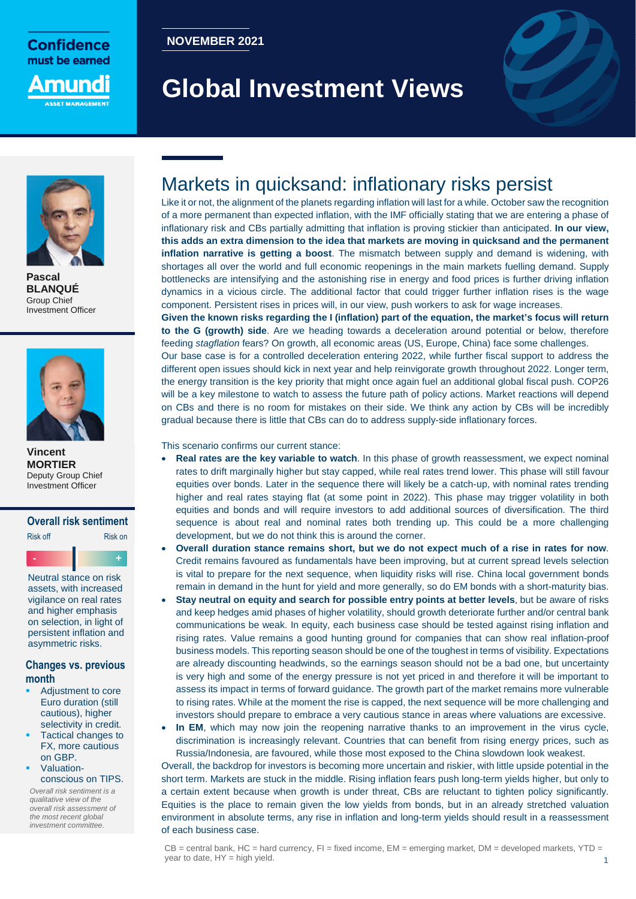Confidence must be earned

Amundi ASSET MANAGEMENT

NOVEMBER 2021

# Global Investment Views

**Pascal BLANQUÉ**
Group Chief Investment Officer

**Vincent MORTIER**
Deputy Group Chief Investment Officer

## Overall risk sentiment

Risk off — Risk on

Neutral stance on risk assets, with increased vigilance on real rates and higher emphasis on selection, in light of persistent inflation and asymmetric risks.

## Changes vs. previous month

- Adjustment to core Euro duration (still cautious), higher selectivity in credit.
- Tactical changes to FX, more cautious on GBP.
- Valuation-conscious on TIPS.

*Overall risk sentiment is a qualitative view of the overall risk assessment of the most recent global investment committee.*

## Markets in quicksand: inflationary risks persist

Like it or not, the alignment of the planets regarding inflation will last for a while. October saw the recognition of a more permanent than expected inflation, with the IMF officially stating that we are entering a phase of inflationary risk and CBs partially admitting that inflation is proving stickier than anticipated. **In our view, this adds an extra dimension to the idea that markets are moving in quicksand and the permanent inflation narrative is getting a boost**. The mismatch between supply and demand is widening, with shortages all over the world and full economic reopenings in the main markets fuelling demand. Supply bottlenecks are intensifying and the astonishing rise in energy and food prices is further driving inflation dynamics in a vicious circle. The additional factor that could trigger further inflation rises is the wage component. Persistent rises in prices will, in our view, push workers to ask for wage increases.

**Given the known risks regarding the I (inflation) part of the equation, the market's focus will return to the G (growth) side**. Are we heading towards a deceleration around potential or below, therefore feeding *stagflation* fears? On growth, all economic areas (US, Europe, China) face some challenges.

Our base case is for a controlled deceleration entering 2022, while further fiscal support to address the different open issues should kick in next year and help reinvigorate growth throughout 2022. Longer term, the energy transition is the key priority that might once again fuel an additional global fiscal push. COP26 will be a key milestone to watch to assess the future path of policy actions. Market reactions will depend on CBs and there is no room for mistakes on their side. We think any action by CBs will be incredibly gradual because there is little that CBs can do to address supply-side inflationary forces.

This scenario confirms our current stance:

- **Real rates are the key variable to watch**. In this phase of growth reassessment, we expect nominal rates to drift marginally higher but stay capped, while real rates trend lower. This phase will still favour equities over bonds. Later in the sequence there will likely be a catch-up, with nominal rates trending higher and real rates staying flat (at some point in 2022). This phase may trigger volatility in both equities and bonds and will require investors to add additional sources of diversification. The third sequence is about real and nominal rates both trending up. This could be a more challenging development, but we do not think this is around the corner.
- **Overall duration stance remains short, but we do not expect much of a rise in rates for now**. Credit remains favoured as fundamentals have been improving, but at current spread levels selection is vital to prepare for the next sequence, when liquidity risks will rise. China local government bonds remain in demand in the hunt for yield and more generally, so do EM bonds with a short-maturity bias.
- **Stay neutral on equity and search for possible entry points at better levels**, but be aware of risks and keep hedges amid phases of higher volatility, should growth deteriorate further and/or central bank communications be weak. In equity, each business case should be tested against rising inflation and rising rates. Value remains a good hunting ground for companies that can show real inflation-proof business models. This reporting season should be one of the toughest in terms of visibility. Expectations are already discounting headwinds, so the earnings season should not be a bad one, but uncertainty is very high and some of the energy pressure is not yet priced in and therefore it will be important to assess its impact in terms of forward guidance. The growth part of the market remains more vulnerable to rising rates. While at the moment the rise is capped, the next sequence will be more challenging and investors should prepare to embrace a very cautious stance in areas where valuations are excessive.
- **In EM**, which may now join the reopening narrative thanks to an improvement in the virus cycle, discrimination is increasingly relevant. Countries that can benefit from rising energy prices, such as Russia/Indonesia, are favoured, while those most exposed to the China slowdown look weakest.

Overall, the backdrop for investors is becoming more uncertain and riskier, with little upside potential in the short term. Markets are stuck in the middle. Rising inflation fears push long-term yields higher, but only to a certain extent because when growth is under threat, CBs are reluctant to tighten policy significantly. Equities is the place to remain given the low yields from bonds, but in an already stretched valuation environment in absolute terms, any rise in inflation and long-term yields should result in a reassessment of each business case.

CB = central bank, HC = hard currency, FI = fixed income, EM = emerging market, DM = developed markets, YTD = year to date, HY = high yield.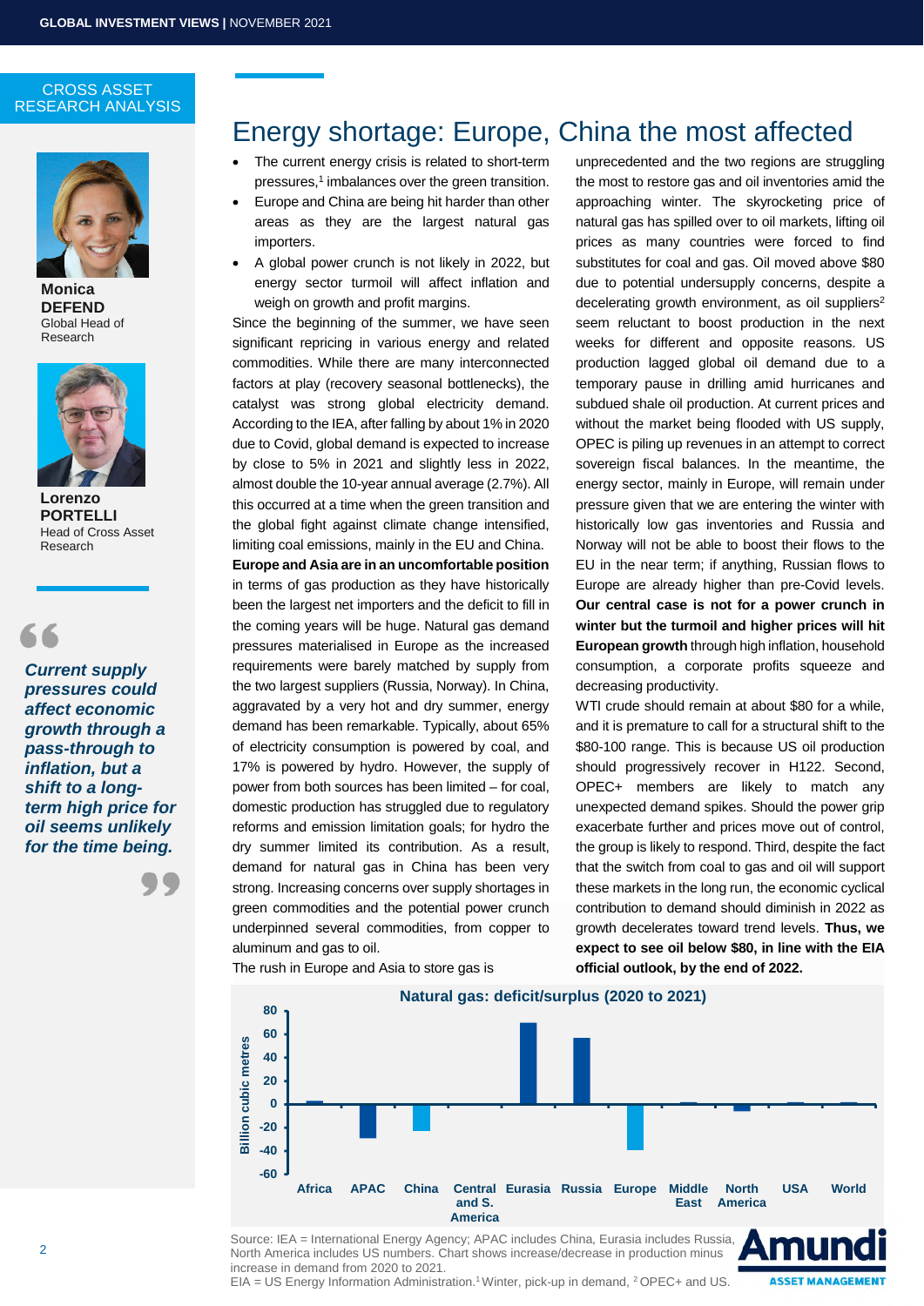CROSS ASSET RESEARCH ANALYSIS

**Monica DEFEND**
Global Head of Research

**Lorenzo PORTELLI**
Head of Cross Asset Research

> ***Current supply pressures could affect economic growth through a pass-through to inflation, but a shift to a long-term high price for oil seems unlikely for the time being.***

# Energy shortage: Europe, China the most affected

- The current energy crisis is related to short-term pressures,[1] imbalances over the green transition.
- Europe and China are being hit harder than other areas as they are the largest natural gas importers.
- A global power crunch is not likely in 2022, but energy sector turmoil will affect inflation and weigh on growth and profit margins.

Since the beginning of the summer, we have seen significant repricing in various energy and related commodities. While there are many interconnected factors at play (recovery seasonal bottlenecks), the catalyst was strong global electricity demand. According to the IEA, after falling by about 1% in 2020 due to Covid, global demand is expected to increase by close to 5% in 2021 and slightly less in 2022, almost double the 10-year annual average (2.7%). All this occurred at a time when the green transition and the global fight against climate change intensified, limiting coal emissions, mainly in the EU and China.

**Europe and Asia are in an uncomfortable position** in terms of gas production as they have historically been the largest net importers and the deficit to fill in the coming years will be huge. Natural gas demand pressures materialised in Europe as the increased requirements were barely matched by supply from the two largest suppliers (Russia, Norway). In China, aggravated by a very hot and dry summer, energy demand has been remarkable. Typically, about 65% of electricity consumption is powered by coal, and 17% is powered by hydro. However, the supply of power from both sources has been limited – for coal, domestic production has struggled due to regulatory reforms and emission limitation goals; for hydro the dry summer limited its contribution. As a result, demand for natural gas in China has been very strong. Increasing concerns over supply shortages in green commodities and the potential power crunch underpinned several commodities, from copper to aluminum and gas to oil.

The rush in Europe and Asia to store gas is unprecedented and the two regions are struggling the most to restore gas and oil inventories amid the approaching winter. The skyrocketing price of natural gas has spilled over to oil markets, lifting oil prices as many countries were forced to find substitutes for coal and gas. Oil moved above $80 due to potential undersupply concerns, despite a decelerating growth environment, as oil suppliers[2] seem reluctant to boost production in the next weeks for different and opposite reasons. US production lagged global oil demand due to a temporary pause in drilling amid hurricanes and subdued shale oil production. At current prices and without the market being flooded with US supply, OPEC is piling up revenues in an attempt to correct sovereign fiscal balances. In the meantime, the energy sector, mainly in Europe, will remain under pressure given that we are entering the winter with historically low gas inventories and Russia and Norway will not be able to boost their flows to the EU in the near term; if anything, Russian flows to Europe are already higher than pre-Covid levels. **Our central case is not for a power crunch in winter but the turmoil and higher prices will hit European growth** through high inflation, household consumption, a corporate profits squeeze and decreasing productivity.

WTI crude should remain at about $80 for a while, and it is premature to call for a structural shift to the $80-100 range. This is because US oil production should progressively recover in H122. Second, OPEC+ members are likely to match any unexpected demand spikes. Should the power grip exacerbate further and prices move out of control, the group is likely to respond. Third, despite the fact that the switch from coal to gas and oil will support these markets in the long run, the economic cyclical contribution to demand should diminish in 2022 as growth decelerates toward trend levels. **Thus, we expect to see oil below $80, in line with the EIA official outlook, by the end of 2022.**

**Natural gas: deficit/surplus (2020 to 2021)**

Billion cubic metres
80
60
40
20
0
-20
-40
-60

Africa, APAC, China, Central and S. America, Eurasia, Russia, Europe, Middle East, North America, USA, World

Source: IEA = International Energy Agency; APAC includes China, Eurasia includes Russia, North America includes US numbers. Chart shows increase/decrease in production minus increase in demand from 2020 to 2021.
EIA = US Energy Information Administration.[1] Winter, pick-up in demand, [2] OPEC+ and US.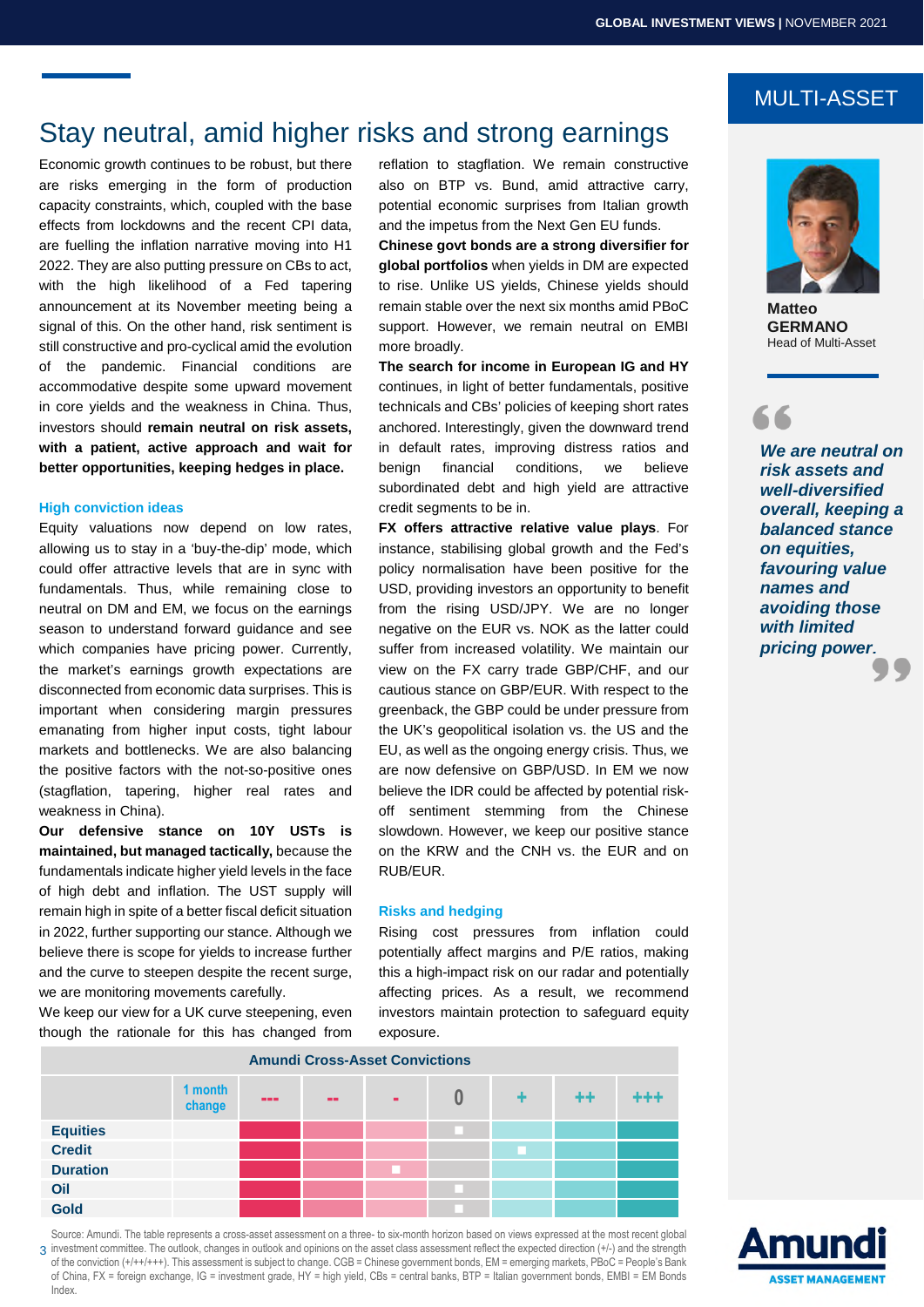# Stay neutral, amid higher risks and strong earnings

Economic growth continues to be robust, but there are risks emerging in the form of production capacity constraints, which, coupled with the base effects from lockdowns and the recent CPI data, are fuelling the inflation narrative moving into H1 2022. They are also putting pressure on CBs to act, with the high likelihood of a Fed tapering announcement at its November meeting being a signal of this. On the other hand, risk sentiment is still constructive and pro-cyclical amid the evolution of the pandemic. Financial conditions are accommodative despite some upward movement in core yields and the weakness in China. Thus, investors should **remain neutral on risk assets, with a patient, active approach and wait for better opportunities, keeping hedges in place.**

## High conviction ideas

Equity valuations now depend on low rates, allowing us to stay in a 'buy-the-dip' mode, which could offer attractive levels that are in sync with fundamentals. Thus, while remaining close to neutral on DM and EM, we focus on the earnings season to understand forward guidance and see which companies have pricing power. Currently, the market's earnings growth expectations are disconnected from economic data surprises. This is important when considering margin pressures emanating from higher input costs, tight labour markets and bottlenecks. We are also balancing the positive factors with the not-so-positive ones (stagflation, tapering, higher real rates and weakness in China).

**Our defensive stance on 10Y USTs is maintained, but managed tactically,** because the fundamentals indicate higher yield levels in the face of high debt and inflation. The UST supply will remain high in spite of a better fiscal deficit situation in 2022, further supporting our stance. Although we believe there is scope for yields to increase further and the curve to steepen despite the recent surge, we are monitoring movements carefully.

We keep our view for a UK curve steepening, even though the rationale for this has changed from reflation to stagflation. We remain constructive also on BTP vs. Bund, amid attractive carry, potential economic surprises from Italian growth and the impetus from the Next Gen EU funds.

**Chinese govt bonds are a strong diversifier for global portfolios** when yields in DM are expected to rise. Unlike US yields, Chinese yields should remain stable over the next six months amid PBoC support. However, we remain neutral on EMBI more broadly.

**The search for income in European IG and HY** continues, in light of better fundamentals, positive technicals and CBs' policies of keeping short rates anchored. Interestingly, given the downward trend in default rates, improving distress ratios and benign financial conditions, we believe subordinated debt and high yield are attractive credit segments to be in.

**FX offers attractive relative value plays**. For instance, stabilising global growth and the Fed's policy normalisation have been positive for the USD, providing investors an opportunity to benefit from the rising USD/JPY. We are no longer negative on the EUR vs. NOK as the latter could suffer from increased volatility. We maintain our view on the FX carry trade GBP/CHF, and our cautious stance on GBP/EUR. With respect to the greenback, the GBP could be under pressure from the UK's geopolitical isolation vs. the US and the EU, as well as the ongoing energy crisis. Thus, we are now defensive on GBP/USD. In EM we now believe the IDR could be affected by potential risk-off sentiment stemming from the Chinese slowdown. However, we keep our positive stance on the KRW and the CNH vs. the EUR and on RUB/EUR.

## Risks and hedging

Rising cost pressures from inflation could potentially affect margins and P/E ratios, making this a high-impact risk on our radar and potentially affecting prices. As a result, we recommend investors maintain protection to safeguard equity exposure.

**Amundi Cross-Asset Convictions**

| | 1 month change | --- | -- | - | 0 | + | ++ | +++ |
|---|---|---|---|---|---|---|---|---|
| Equities | | | | | ■ | | | |
| Credit | | | | | | ■ | | |
| Duration | | | | ■ | | | | |
| Oil | | | | | ■ | | | |
| Gold | | | | | ■ | | | |

Source: Amundi. The table represents a cross-asset assessment on a three- to six-month horizon based on views expressed at the most recent global investment committee. The outlook, changes in outlook and opinions on the asset class assessment reflect the expected direction (+/-) and the strength of the conviction (+/++/+++). This assessment is subject to change. CGB = Chinese government bonds, EM = emerging markets, PBoC = People's Bank of China, FX = foreign exchange, IG = investment grade, HY = high yield, CBs = central banks, BTP = Italian government bonds, EMBI = EM Bonds Index.

MULTI-ASSET

**Matteo GERMANO**
Head of Multi-Asset

*"We are neutral on risk assets and well-diversified overall, keeping a balanced stance on equities, favouring value names and avoiding those with limited pricing power."*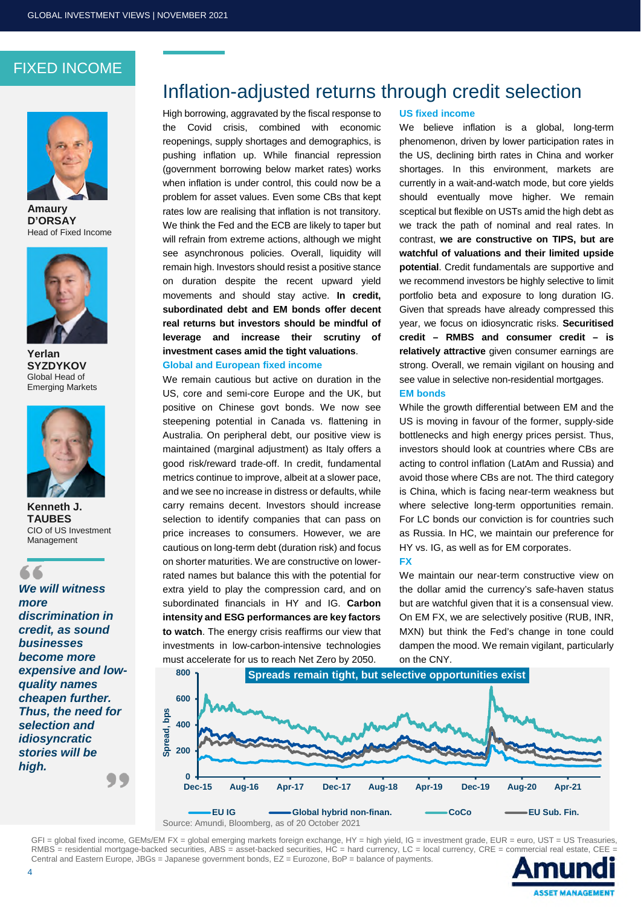# FIXED INCOME

**Amaury D'ORSAY**
Head of Fixed Income

**Yerlan SYZDYKOV**
Global Head of Emerging Markets

**Kenneth J. TAUBES**
CIO of US Investment Management

> ***We will witness more discrimination in credit, as sound businesses become more expensive and low-quality names cheapen further. Thus, the need for selection and idiosyncratic stories will be high.***

## Inflation-adjusted returns through credit selection

High borrowing, aggravated by the fiscal response to the Covid crisis, combined with economic reopenings, supply shortages and demographics, is pushing inflation up. While financial repression (government borrowing below market rates) works when inflation is under control, this could now be a problem for asset values. Even some CBs that kept rates low are realising that inflation is not transitory. We think the Fed and the ECB are likely to taper but will refrain from extreme actions, although we might see asynchronous policies. Overall, liquidity will remain high. Investors should resist a positive stance on duration despite the recent upward yield movements and should stay active. **In credit, subordinated debt and EM bonds offer decent real returns but investors should be mindful of leverage and increase their scrutiny of investment cases amid the tight valuations**.

### Global and European fixed income

We remain cautious but active on duration in the US, core and semi-core Europe and the UK, but positive on Chinese govt bonds. We now see steepening potential in Canada vs. flattening in Australia. On peripheral debt, our positive view is maintained (marginal adjustment) as Italy offers a good risk/reward trade-off. In credit, fundamental metrics continue to improve, albeit at a slower pace, and we see no increase in distress or defaults, while carry remains decent. Investors should increase selection to identify companies that can pass on price increases to consumers. However, we are cautious on long-term debt (duration risk) and focus on shorter maturities. We are constructive on lower-rated names but balance this with the potential for extra yield to play the compression card, and on subordinated financials in HY and IG. **Carbon intensity and ESG performances are key factors to watch**. The energy crisis reaffirms our view that investments in low-carbon-intensive technologies must accelerate for us to reach Net Zero by 2050.

### US fixed income

We believe inflation is a global, long-term phenomenon, driven by lower participation rates in the US, declining birth rates in China and worker shortages. In this environment, markets are currently in a wait-and-watch mode, but core yields should eventually move higher. We remain sceptical but flexible on USTs amid the high debt as we track the path of nominal and real rates. In contrast, **we are constructive on TIPS, but are watchful of valuations and their limited upside potential**. Credit fundamentals are supportive and we recommend investors be highly selective to limit portfolio beta and exposure to long duration IG. Given that spreads have already compressed this year, we focus on idiosyncratic risks. **Securitised credit – RMBS and consumer credit – is relatively attractive** given consumer earnings are strong. Overall, we remain vigilant on housing and see value in selective non-residential mortgages.

### EM bonds

While the growth differential between EM and the US is moving in favour of the former, supply-side bottlenecks and high energy prices persist. Thus, investors should look at countries where CBs are acting to control inflation (LatAm and Russia) and avoid those where CBs are not. The third category is China, which is facing near-term weakness but where selective long-term opportunities remain. For LC bonds our conviction is for countries such as Russia. In HC, we maintain our preference for HY vs. IG, as well as for EM corporates.

### FX

We maintain our near-term constructive view on the dollar amid the currency's safe-haven status but are watchful given that it is a consensual view. On EM FX, we are selectively positive (RUB, INR, MXN) but think the Fed's change in tone could dampen the mood. We remain vigilant, particularly on the CNY.

**Spreads remain tight, but selective opportunities exist**

Spread, bps
800
600
400
200
0
Dec-15, Aug-16, Apr-17, Dec-17, Aug-18, Apr-19, Dec-19, Aug-20, Apr-21

EU IG | Global hybrid non-finan. | CoCo | EU Sub. Fin.

Source: Amundi, Bloomberg, as of 20 October 2021

GFI = global fixed income, GEMs/EM FX = global emerging markets foreign exchange, HY = high yield, IG = investment grade, EUR = euro, UST = US Treasuries, RMBS = residential mortgage-backed securities, ABS = asset-backed securities, HC = hard currency, LC = local currency, CRE = commercial real estate, CEE = Central and Eastern Europe, JBGs = Japanese government bonds, EZ = Eurozone, BoP = balance of payments.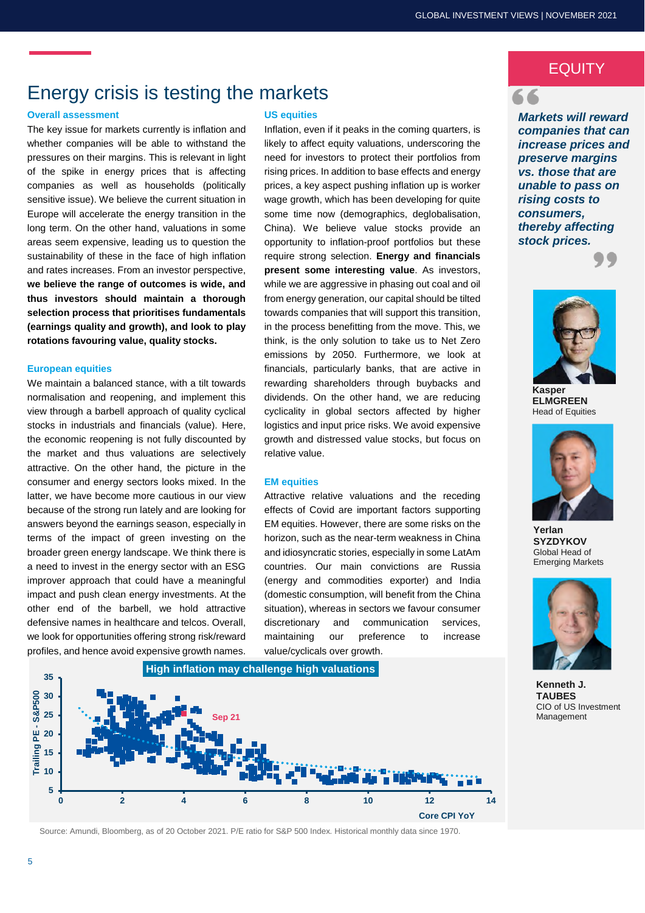# Energy crisis is testing the markets

### Overall assessment

The key issue for markets currently is inflation and whether companies will be able to withstand the pressures on their margins. This is relevant in light of the spike in energy prices that is affecting companies as well as households (politically sensitive issue). We believe the current situation in Europe will accelerate the energy transition in the long term. On the other hand, valuations in some areas seem expensive, leading us to question the sustainability of these in the face of high inflation and rates increases. From an investor perspective, **we believe the range of outcomes is wide, and thus investors should maintain a thorough selection process that prioritises fundamentals (earnings quality and growth), and look to play rotations favouring value, quality stocks.**

### European equities

We maintain a balanced stance, with a tilt towards normalisation and reopening, and implement this view through a barbell approach of quality cyclical stocks in industrials and financials (value). Here, the economic reopening is not fully discounted by the market and thus valuations are selectively attractive. On the other hand, the picture in the consumer and energy sectors looks mixed. In the latter, we have become more cautious in our view because of the strong run lately and are looking for answers beyond the earnings season, especially in terms of the impact of green investing on the broader green energy landscape. We think there is a need to invest in the energy sector with an ESG improver approach that could have a meaningful impact and push clean energy investments. At the other end of the barbell, we hold attractive defensive names in healthcare and telcos. Overall, we look for opportunities offering strong risk/reward profiles, and hence avoid expensive growth names.

### US equities

Inflation, even if it peaks in the coming quarters, is likely to affect equity valuations, underscoring the need for investors to protect their portfolios from rising prices. In addition to base effects and energy prices, a key aspect pushing inflation up is worker wage growth, which has been developing for quite some time now (demographics, deglobalisation, China). We believe value stocks provide an opportunity to inflation-proof portfolios but these require strong selection. **Energy and financials present some interesting value**. As investors, while we are aggressive in phasing out coal and oil from energy generation, our capital should be tilted towards companies that will support this transition, in the process benefitting from the move. This, we think, is the only solution to take us to Net Zero emissions by 2050. Furthermore, we look at financials, particularly banks, that are active in rewarding shareholders through buybacks and dividends. On the other hand, we are reducing cyclicality in global sectors affected by higher logistics and input price risks. We avoid expensive growth and distressed value stocks, but focus on relative value.

### EM equities

Attractive relative valuations and the receding effects of Covid are important factors supporting EM equities. However, there are some risks on the horizon, such as the near-term weakness in China and idiosyncratic stories, especially in some LatAm countries. Our main convictions are Russia (energy and commodities exporter) and India (domestic consumption, will benefit from the China situation), whereas in sectors we favour consumer discretionary and communication services, maintaining our preference to increase value/cyclicals over growth.

**High inflation may challenge high valuations**

[Scatter chart: Trailing PE - S&P500 (y-axis, 5–35) vs Core CPI YoY (x-axis, 0–14), with Sep 21 point highlighted]

Source: Amundi, Bloomberg, as of 20 October 2021. P/E ratio for S&P 500 Index. Historical monthly data since 1970.

## EQUITY

> ***Markets will reward companies that can increase prices and preserve margins vs. those that are unable to pass on rising costs to consumers, thereby affecting stock prices.***

**Kasper ELMGREEN**
Head of Equities

**Yerlan SYZDYKOV**
Global Head of Emerging Markets

**Kenneth J. TAUBES**
CIO of US Investment Management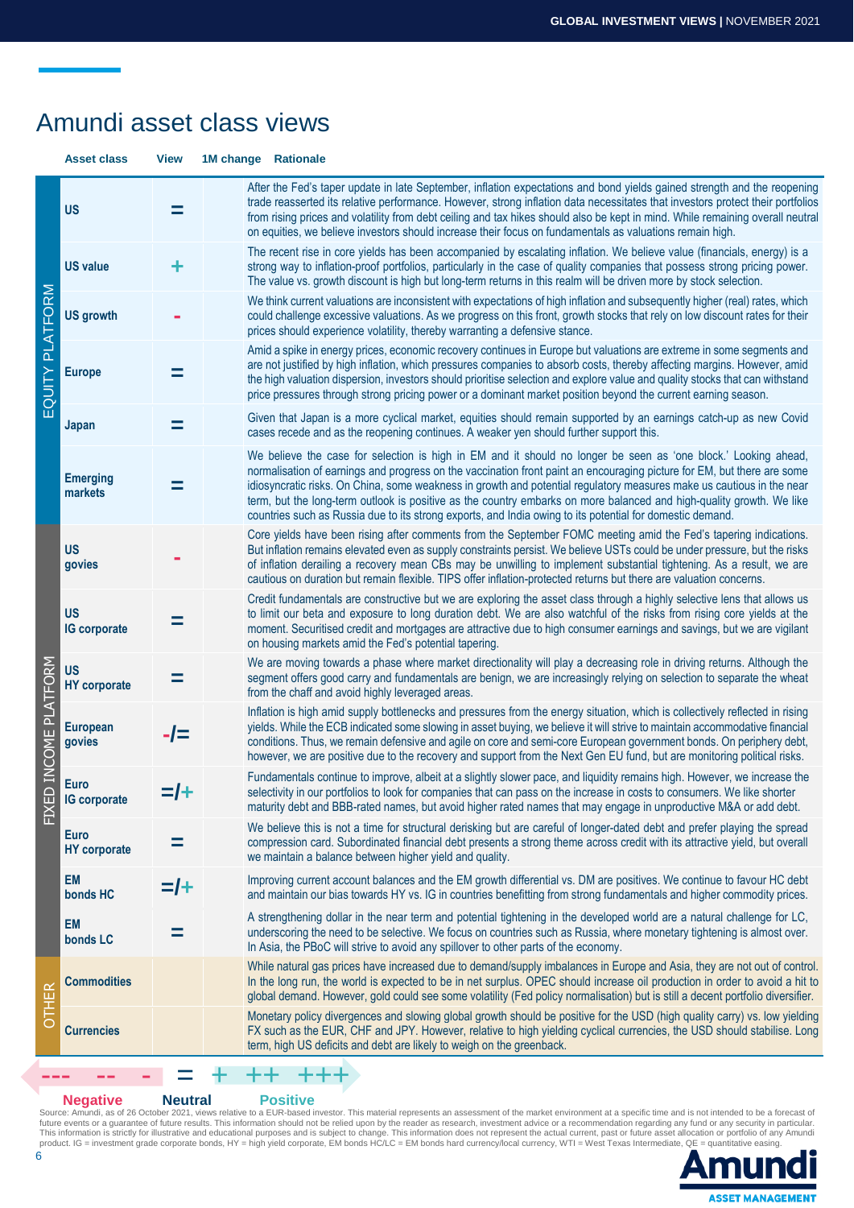# Amundi asset class views

| | Asset class | View | 1M change | Rationale |
|---|---|---|---|---|
| EQUITY PLATFORM | US | = | | After the Fed's taper update in late September, inflation expectations and bond yields gained strength and the reopening trade reasserted its relative performance. However, strong inflation data necessitates that investors protect their portfolios from rising prices and volatility from debt ceiling and tax hikes should also be kept in mind. While remaining overall neutral on equities, we believe investors should increase their focus on fundamentals as valuations remain high. |
| | US value | + | | The recent rise in core yields has been accompanied by escalating inflation. We believe value (financials, energy) is a strong way to inflation-proof portfolios, particularly in the case of quality companies that possess strong pricing power. The value vs. growth discount is high but long-term returns in this realm will be driven more by stock selection. |
| | US growth | - | | We think current valuations are inconsistent with expectations of high inflation and subsequently higher (real) rates, which could challenge excessive valuations. As we progress on this front, growth stocks that rely on low discount rates for their prices should experience volatility, thereby warranting a defensive stance. |
| | Europe | = | | Amid a spike in energy prices, economic recovery continues in Europe but valuations are extreme in some segments and are not justified by high inflation, which pressures companies to absorb costs, thereby affecting margins. However, amid the high valuation dispersion, investors should prioritise selection and explore value and quality stocks that can withstand price pressures through strong pricing power or a dominant market position beyond the current earning season. |
| | Japan | = | | Given that Japan is a more cyclical market, equities should remain supported by an earnings catch-up as new Covid cases recede and as the reopening continues. A weaker yen should further support this. |
| | Emerging markets | = | | We believe the case for selection is high in EM and it should no longer be seen as 'one block.' Looking ahead, normalisation of earnings and progress on the vaccination front paint an encouraging picture for EM, but there are some idiosyncratic risks. On China, some weakness in growth and potential regulatory measures make us cautious in the near term, but the long-term outlook is positive as the country embarks on more balanced and high-quality growth. We like countries such as Russia due to its strong exports, and India owing to its potential for domestic demand. |
| FIXED INCOME PLATFORM | US govies | - | | Core yields have been rising after comments from the September FOMC meeting amid the Fed's tapering indications. But inflation remains elevated even as supply constraints persist. We believe USTs could be under pressure, but the risks of inflation derailing a recovery mean CBs may be unwilling to implement substantial tightening. As a result, we are cautious on duration but remain flexible. TIPS offer inflation-protected returns but there are valuation concerns. |
| | US IG corporate | = | | Credit fundamentals are constructive but we are exploring the asset class through a highly selective lens that allows us to limit our beta and exposure to long duration debt. We are also watchful of the risks from rising core yields at the moment. Securitised credit and mortgages are attractive due to high consumer earnings and savings, but we are vigilant on housing markets amid the Fed's potential tapering. |
| | US HY corporate | = | | We are moving towards a phase where market directionality will play a decreasing role in driving returns. Although the segment offers good carry and fundamentals are benign, we are increasingly relying on selection to separate the wheat from the chaff and avoid highly leveraged areas. |
| | European govies | -/= | | Inflation is high amid supply bottlenecks and pressures from the energy situation, which is collectively reflected in rising yields. While the ECB indicated some slowing in asset buying, we believe it will strive to maintain accommodative financial conditions. Thus, we remain defensive and agile on core and semi-core European government bonds. On periphery debt, however, we are positive due to the recovery and support from the Next Gen EU fund, but are monitoring political risks. |
| | Euro IG corporate | =/+ | | Fundamentals continue to improve, albeit at a slightly slower pace, and liquidity remains high. However, we increase the selectivity in our portfolios to look for companies that can pass on the increase in costs to consumers. We like shorter maturity debt and BBB-rated names, but avoid higher rated names that may engage in unproductive M&A or add debt. |
| | Euro HY corporate | = | | We believe this is not a time for structural derisking but are careful of longer-dated debt and prefer playing the spread compression card. Subordinated financial debt presents a strong theme across credit with its attractive yield, but overall we maintain a balance between higher yield and quality. |
| | EM bonds HC | =/+ | | Improving current account balances and the EM growth differential vs. DM are positives. We continue to favour HC debt and maintain our bias towards HY vs. IG in countries benefitting from strong fundamentals and higher commodity prices. |
| | EM bonds LC | = | | A strengthening dollar in the near term and potential tightening in the developed world are a natural challenge for LC, underscoring the need to be selective. We focus on countries such as Russia, where monetary tightening is almost over. In Asia, the PBoC will strive to avoid any spillover to other parts of the economy. |
| OTHER | Commodities | | | While natural gas prices have increased due to demand/supply imbalances in Europe and Asia, they are not out of control. In the long run, the world is expected to be in net surplus. OPEC should increase oil production in order to avoid a hit to global demand. However, gold could see some volatility (Fed policy normalisation) but is still a decent portfolio diversifier. |
| | Currencies | | | Monetary policy divergences and slowing global growth should be positive for the USD (high quality carry) vs. low yielding FX such as the EUR, CHF and JPY. However, relative to high yielding cyclical currencies, the USD should stabilise. Long term, high US deficits and debt are likely to weigh on the greenback. |

--- -- - = + ++ +++

Negative Neutral Positive

Source: Amundi, as of 26 October 2021, views relative to a EUR-based investor. This material represents an assessment of the market environment at a specific time and is not intended to be a forecast of future events or a guarantee of future results. This information should not be relied upon by the reader as research, investment advice or a recommendation regarding any fund or any security in particular. This information is strictly for illustrative and educational purposes and is subject to change. This information does not represent the actual current, past or future asset allocation or portfolio of any Amundi product. IG = investment grade corporate bonds, HY = high yield corporate, EM bonds HC/LC = EM bonds hard currency/local currency, WTI = West Texas Intermediate, QE = quantitative easing.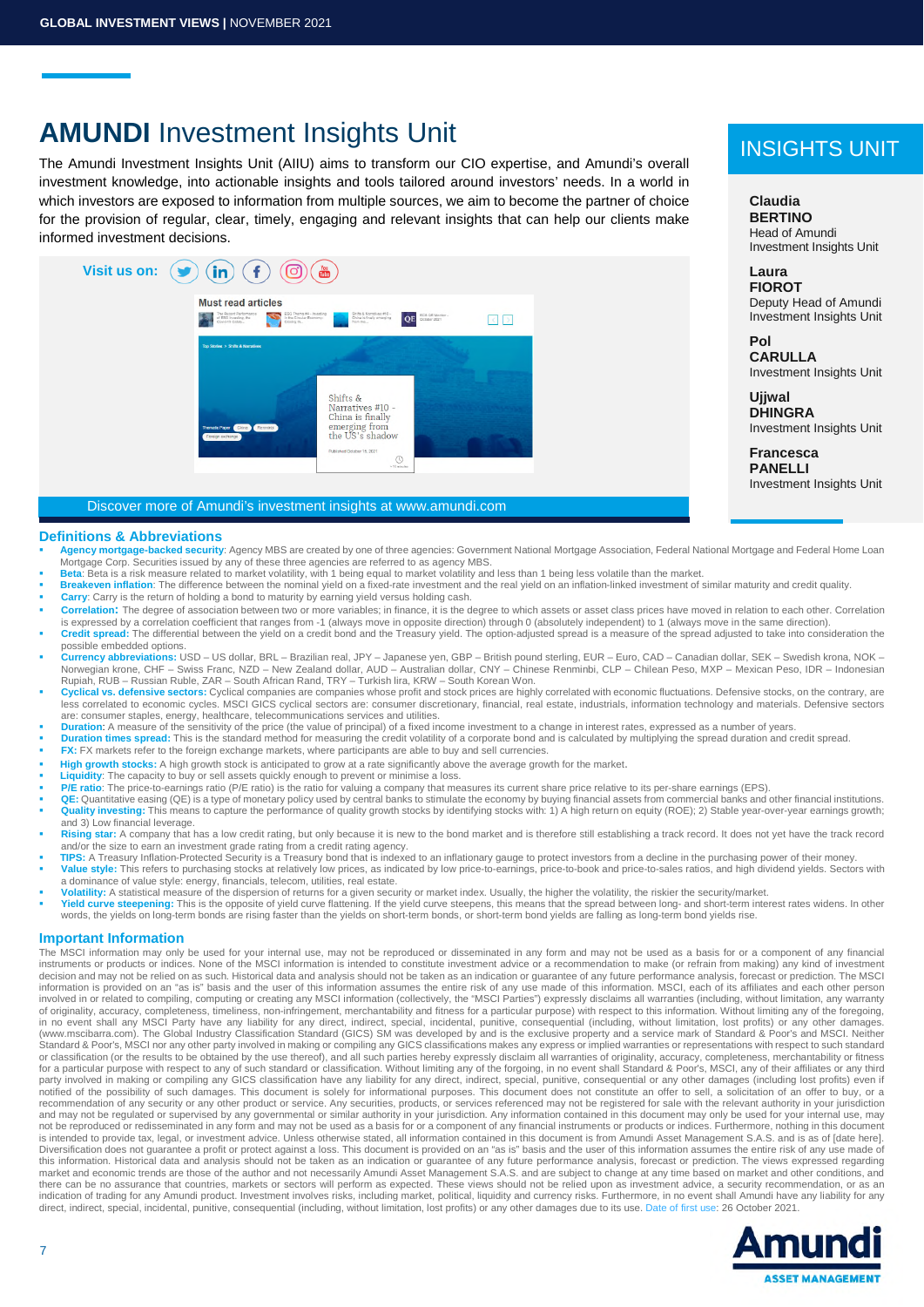# **AMUNDI** Investment Insights Unit

The Amundi Investment Insights Unit (AIIU) aims to transform our CIO expertise, and Amundi's overall investment knowledge, into actionable insights and tools tailored around investors' needs. In a world in which investors are exposed to information from multiple sources, we aim to become the partner of choice for the provision of regular, clear, timely, engaging and relevant insights that can help our clients make informed investment decisions.

Visit us on:

Discover more of Amundi's investment insights at www.amundi.com

## INSIGHTS UNIT

**Claudia BERTINO**
Head of Amundi Investment Insights Unit

**Laura FIOROT**
Deputy Head of Amundi Investment Insights Unit

**Pol CARULLA**
Investment Insights Unit

**Ujjwal DHINGRA**
Investment Insights Unit

**Francesca PANELLI**
Investment Insights Unit

## Definitions & Abbreviations

- **Agency mortgage-backed security**: Agency MBS are created by one of three agencies: Government National Mortgage Association, Federal National Mortgage and Federal Home Loan Mortgage Corp. Securities issued by any of these three agencies are referred to as agency MBS.
- **Beta**: Beta is a risk measure related to market volatility, with 1 being equal to market volatility and less than 1 being less volatile than the market.
- **Breakeven inflation**: The difference between the nominal yield on a fixed-rate investment and the real yield on an inflation-linked investment of similar maturity and credit quality.
- **Carry**: Carry is the return of holding a bond to maturity by earning yield versus holding cash.
- **Correlation:** The degree of association between two or more variables; in finance, it is the degree to which assets or asset class prices have moved in relation to each other. Correlation is expressed by a correlation coefficient that ranges from -1 (always move in opposite direction) through 0 (absolutely independent) to 1 (always move in the same direction).
- **Credit spread:** The differential between the yield on a credit bond and the Treasury yield. The option-adjusted spread is a measure of the spread adjusted to take into consideration the possible embedded options.
- **Currency abbreviations:** USD – US dollar, BRL – Brazilian real, JPY – Japanese yen, GBP – British pound sterling, EUR – Euro, CAD – Canadian dollar, SEK – Swedish krona, NOK – Norwegian krone, CHF – Swiss Franc, NZD – New Zealand dollar, AUD – Australian dollar, CNY – Chinese Renminbi, CLP – Chilean Peso, MXP – Mexican Peso, IDR – Indonesian Rupiah, RUB – Russian Ruble, ZAR – South African Rand, TRY – Turkish lira, KRW – South Korean Won.
- **Cyclical vs. defensive sectors:** Cyclical companies are companies whose profit and stock prices are highly correlated with economic fluctuations. Defensive stocks, on the contrary, are less correlated to economic cycles. MSCI GICS cyclical sectors are: consumer discretionary, financial, real estate, industrials, information technology and materials. Defensive sectors are: consumer staples, energy, healthcare, telecommunications services and utilities.
- **Duration:** A measure of the sensitivity of the price (the value of principal) of a fixed income investment to a change in interest rates, expressed as a number of years.
- **Duration times spread:** This is the standard method for measuring the credit volatility of a corporate bond and is calculated by multiplying the spread duration and credit spread.
- **FX:** FX markets refer to the foreign exchange markets, where participants are able to buy and sell currencies.
- **High growth stocks:** A high growth stock is anticipated to grow at a rate significantly above the average growth for the market.
- **Liquidity**: The capacity to buy or sell assets quickly enough to prevent or minimise a loss.
- **P/E ratio**: The price-to-earnings ratio (P/E ratio) is the ratio for valuing a company that measures its current share price relative to its per-share earnings (EPS).
- **QE:** Quantitative easing (QE) is a type of monetary policy used by central banks to stimulate the economy by buying financial assets from commercial banks and other financial institutions.
- **Quality investing:** This means to capture the performance of quality growth stocks by identifying stocks with: 1) A high return on equity (ROE); 2) Stable year-over-year earnings growth; and 3) Low financial leverage.
- **Rising star:** A company that has a low credit rating, but only because it is new to the bond market and is therefore still establishing a track record. It does not yet have the track record and/or the size to earn an investment grade rating from a credit rating agency.
- **TIPS:** A Treasury Inflation-Protected Security is a Treasury bond that is indexed to an inflationary gauge to protect investors from a decline in the purchasing power of their money.
- **Value style:** This refers to purchasing stocks at relatively low prices, as indicated by low price-to-earnings, price-to-book and price-to-sales ratios, and high dividend yields. Sectors with a dominance of value style: energy, financials, telecom, utilities, real estate.
- **Volatility:** A statistical measure of the dispersion of returns for a given security or market index. Usually, the higher the volatility, the riskier the security/market.
- **Yield curve steepening:** This is the opposite of yield curve flattening. If the yield curve steepens, this means that the spread between long- and short-term interest rates widens. In other words, the yields on long-term bonds are rising faster than the yields on short-term bonds, or short-term bond yields are falling as long-term bond yields rise.

## Important Information

The MSCI information may only be used for your internal use, may not be reproduced or disseminated in any form and may not be used as a basis for or a component of any financial instruments or products or indices. None of the MSCI information is intended to constitute investment advice or a recommendation to make (or refrain from making) any kind of investment decision and may not be relied on as such. Historical data and analysis should not be taken as an indication or guarantee of any future performance analysis, forecast or prediction. The MSCI information is provided on an "as is" basis and the user of this information assumes the entire risk of any use made of this information. MSCI, each of its affiliates and each other person involved in or related to compiling, computing or creating any MSCI information (collectively, the "MSCI Parties") expressly disclaims all warranties (including, without limitation, any warranty of originality, accuracy, completeness, timeliness, non-infringement, merchantability and fitness for a particular purpose) with respect to this information. Without limiting any of the foregoing, in no event shall any MSCI Party have any liability for any direct, indirect, special, incidental, punitive, consequential (including, without limitation, lost profits) or any other damages. (www.mscibarra.com). The Global Industry Classification Standard (GICS) SM was developed by and is the exclusive property and a service mark of Standard & Poor's and MSCI. Neither Standard & Poor's, MSCI nor any other party involved in making or compiling any GICS classifications makes any express or implied warranties or representations with respect to such standard or classification (or the results to be obtained by the use thereof), and all such parties hereby expressly disclaim all warranties of originality, accuracy, completeness, merchantability or fitness for a particular purpose with respect to any of such standard or classification. Without limiting any of the forgoing, in no event shall Standard & Poor's, MSCI, any of their affiliates or any third party involved in making or compiling any GICS classification have any liability for any direct, indirect, special, punitive, consequential or any other damages (including lost profits) even if notified of the possibility of such damages. This document is solely for informational purposes. This document does not constitute an offer to sell, a solicitation of an offer to buy, or a recommendation of any security or any other product or service. Any securities, products, or services referenced may not be registered for sale with the relevant authority in your jurisdiction and may not be regulated or supervised by any governmental or similar authority in your jurisdiction. Any information contained in this document may only be used for your internal use, may not be reproduced or redisseminated in any form and may not be used as a basis for or a component of any financial instruments or products or indices. Furthermore, nothing in this document is intended to provide tax, legal, or investment advice. Unless otherwise stated, all information contained in this document is from Amundi Asset Management S.A.S. and is as of [date here]. Diversification does not guarantee a profit or protect against a loss. This document is provided on an "as is" basis and the user of this information assumes the entire risk of any use made of this information. Historical data and analysis should not be taken as an indication or guarantee of any future performance analysis, forecast or prediction. The views expressed regarding market and economic trends are those of the author and not necessarily Amundi Asset Management S.A.S. and are subject to change at any time based on market and other conditions, and there can be no assurance that countries, markets or sectors will perform as expected. These views should not be relied upon as investment advice, a security recommendation, or as an indication of trading for any Amundi product. Investment involves risks, including market, political, liquidity and currency risks. Furthermore, in no event shall Amundi have any liability for any direct, indirect, special, incidental, punitive, consequential (including, without limitation, lost profits) or any other damages due to its use. Date of first use: 26 October 2021.